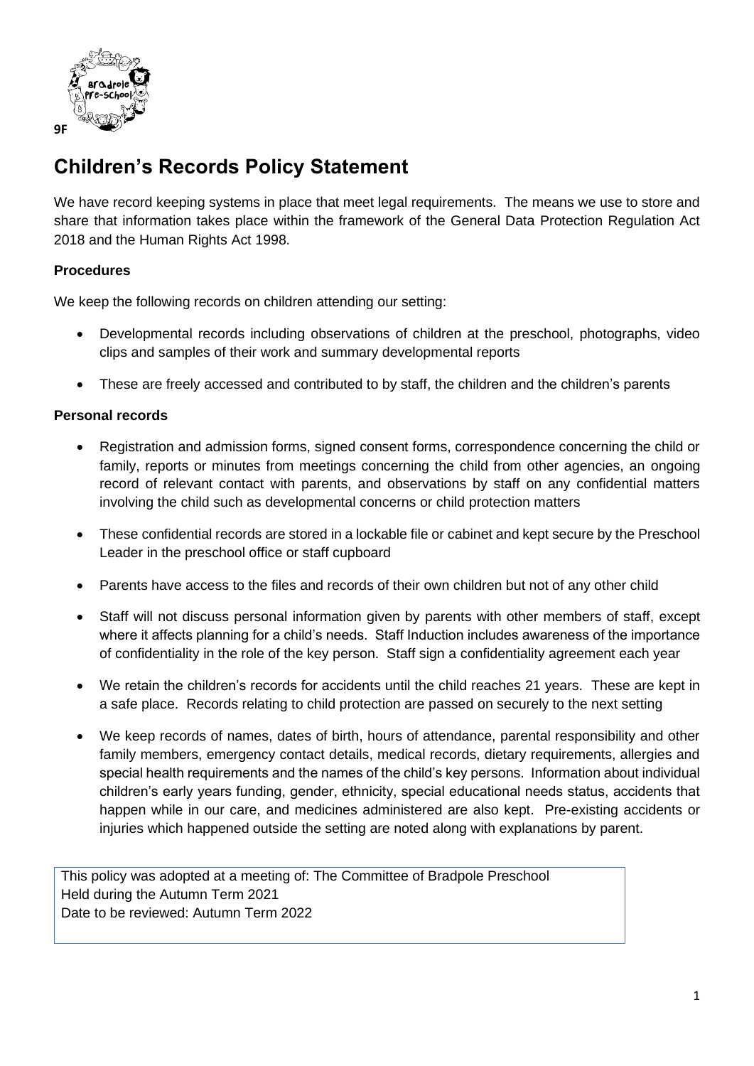9F

# Children's Records Policy Statement

We have record keeping systems in place that meet legal requirements. The means we use to store and share that information takes place within the framework of the General Data Protection Regulation Act 2018 and the Human Rights Act 1998.

### Procedures

We keep the following records on children attending our setting:

- Developmental records including observations of children at the preschool, photographs, video clips and samples of their work and summary developmental reports
- These are freely accessed and contributed to by staff, the children and the children's parents

### Personal records

- Registration and admission forms, signed consent forms, correspondence concerning the child or family, reports or minutes from meetings concerning the child from other agencies, an ongoing record of relevant contact with parents, and observations by staff on any confidential matters involving the child such as developmental concerns or child protection matters
- These confidential records are stored in a lockable file or cabinet and kept secure by the Preschool Leader in the preschool office or staff cupboard
- Parents have access to the files and records of their own children but not of any other child
- Staff will not discuss personal information given by parents with other members of staff, except where it affects planning for a child's needs. Staff Induction includes awareness of the importance of confidentiality in the role of the key person. Staff sign a confidentiality agreement each year
- We retain the children's records for accidents until the child reaches 21 years. These are kept in a safe place. Records relating to child protection are passed on securely to the next setting
- We keep records of names, dates of birth, hours of attendance, parental responsibility and other family members, emergency contact details, medical records, dietary requirements, allergies and special health requirements and the names of the child's key persons. Information about individual children's early years funding, gender, ethnicity, special educational needs status, accidents that happen while in our care, and medicines administered are also kept. Pre-existing accidents or injuries which happened outside the setting are noted along with explanations by parent.

This policy was adopted at a meeting of: The Committee of Bradpole Preschool
Held during the Autumn Term 2021
Date to be reviewed: Autumn Term 2022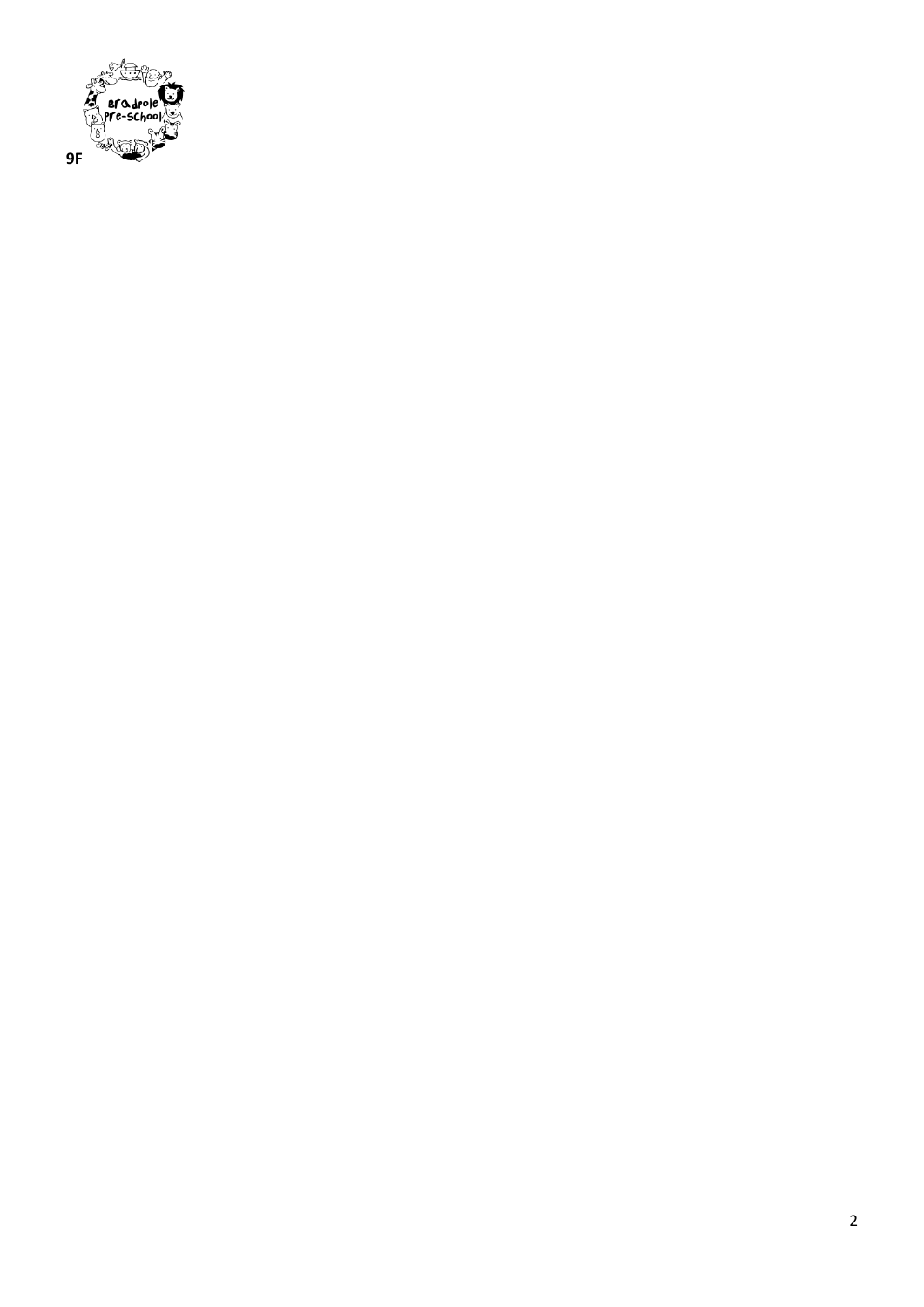9F